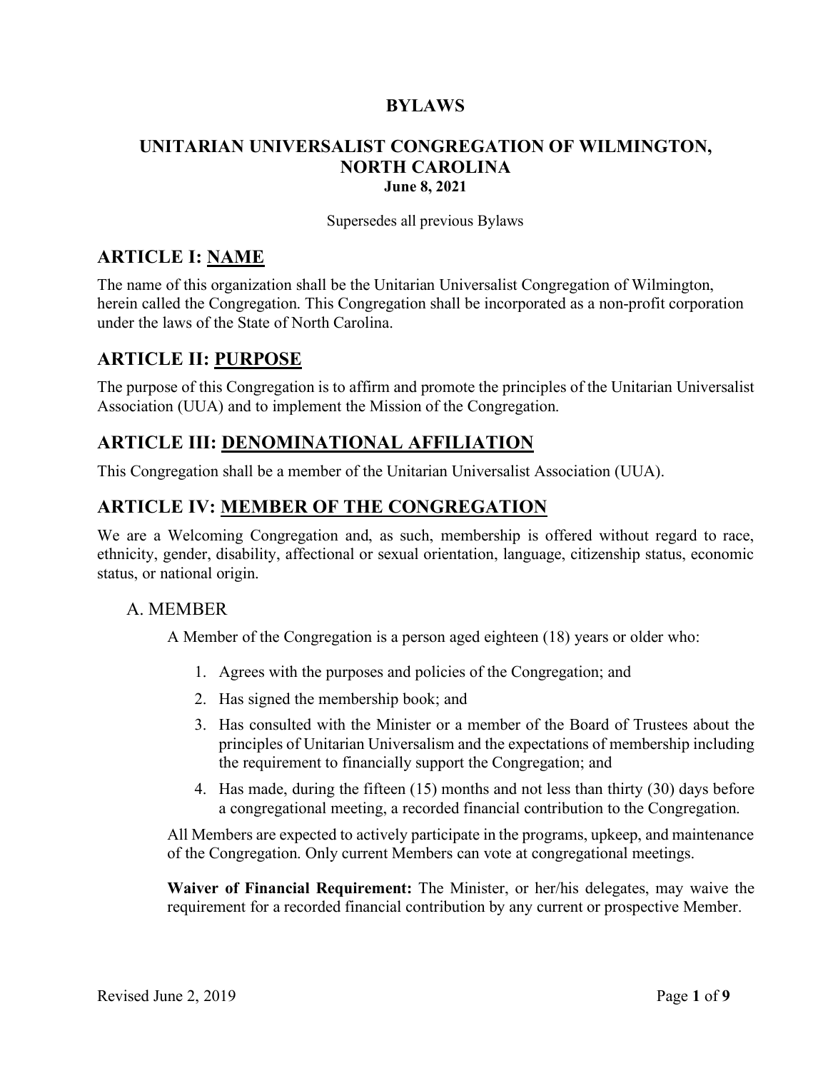# BYLAWS

## UNITARIAN UNIVERSALIST CONGREGATION OF WILMINGTON, NORTH CAROLINA

**June 8, 2021**

Supersedes all previous Bylaws

## ARTICLE I: NAME

The name of this organization shall be the Unitarian Universalist Congregation of Wilmington, herein called the Congregation. This Congregation shall be incorporated as a non-profit corporation under the laws of the State of North Carolina.

## ARTICLE II: PURPOSE

The purpose of this Congregation is to affirm and promote the principles of the Unitarian Universalist Association (UUA) and to implement the Mission of the Congregation.

## ARTICLE III: DENOMINATIONAL AFFILIATION

This Congregation shall be a member of the Unitarian Universalist Association (UUA).

## ARTICLE IV: MEMBER OF THE CONGREGATION

We are a Welcoming Congregation and, as such, membership is offered without regard to race, ethnicity, gender, disability, affectional or sexual orientation, language, citizenship status, economic status, or national origin.

### A. MEMBER

A Member of the Congregation is a person aged eighteen (18) years or older who:

1. Agrees with the purposes and policies of the Congregation; and
2. Has signed the membership book; and
3. Has consulted with the Minister or a member of the Board of Trustees about the principles of Unitarian Universalism and the expectations of membership including the requirement to financially support the Congregation; and
4. Has made, during the fifteen (15) months and not less than thirty (30) days before a congregational meeting, a recorded financial contribution to the Congregation.

All Members are expected to actively participate in the programs, upkeep, and maintenance of the Congregation. Only current Members can vote at congregational meetings.

**Waiver of Financial Requirement:** The Minister, or her/his delegates, may waive the requirement for a recorded financial contribution by any current or prospective Member.

Revised June 2, 2019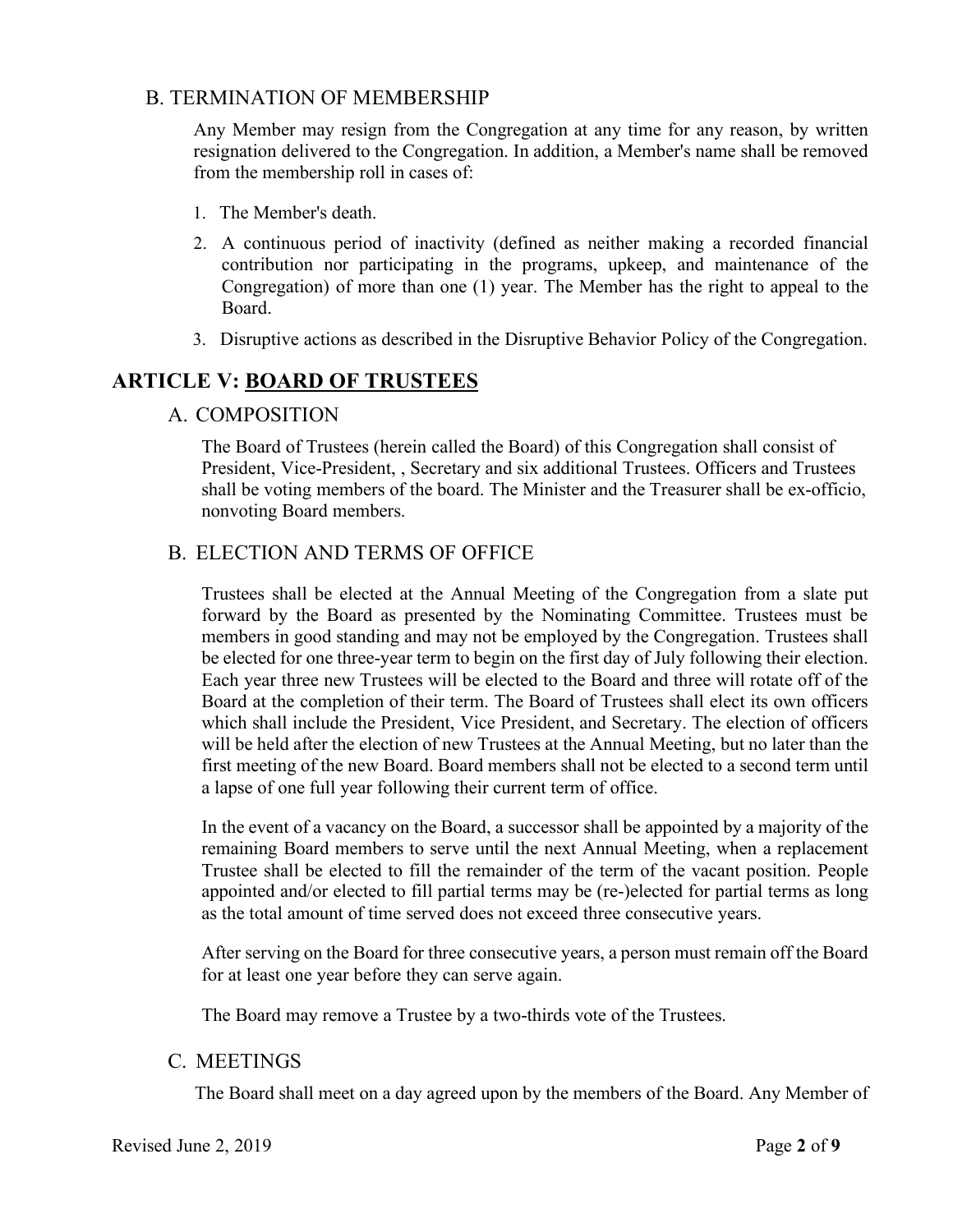### B. TERMINATION OF MEMBERSHIP

Any Member may resign from the Congregation at any time for any reason, by written resignation delivered to the Congregation. In addition, a Member's name shall be removed from the membership roll in cases of:

1. The Member's death.
2. A continuous period of inactivity (defined as neither making a recorded financial contribution nor participating in the programs, upkeep, and maintenance of the Congregation) of more than one (1) year. The Member has the right to appeal to the Board.
3. Disruptive actions as described in the Disruptive Behavior Policy of the Congregation.

## ARTICLE V: BOARD OF TRUSTEES

### A. COMPOSITION

The Board of Trustees (herein called the Board) of this Congregation shall consist of President, Vice-President, , Secretary and six additional Trustees. Officers and Trustees shall be voting members of the board. The Minister and the Treasurer shall be ex-officio, nonvoting Board members.

### B. ELECTION AND TERMS OF OFFICE

Trustees shall be elected at the Annual Meeting of the Congregation from a slate put forward by the Board as presented by the Nominating Committee. Trustees must be members in good standing and may not be employed by the Congregation. Trustees shall be elected for one three-year term to begin on the first day of July following their election. Each year three new Trustees will be elected to the Board and three will rotate off of the Board at the completion of their term. The Board of Trustees shall elect its own officers which shall include the President, Vice President, and Secretary. The election of officers will be held after the election of new Trustees at the Annual Meeting, but no later than the first meeting of the new Board. Board members shall not be elected to a second term until a lapse of one full year following their current term of office.

In the event of a vacancy on the Board, a successor shall be appointed by a majority of the remaining Board members to serve until the next Annual Meeting, when a replacement Trustee shall be elected to fill the remainder of the term of the vacant position. People appointed and/or elected to fill partial terms may be (re-)elected for partial terms as long as the total amount of time served does not exceed three consecutive years.

After serving on the Board for three consecutive years, a person must remain off the Board for at least one year before they can serve again.

The Board may remove a Trustee by a two-thirds vote of the Trustees.

### C. MEETINGS

The Board shall meet on a day agreed upon by the members of the Board. Any Member of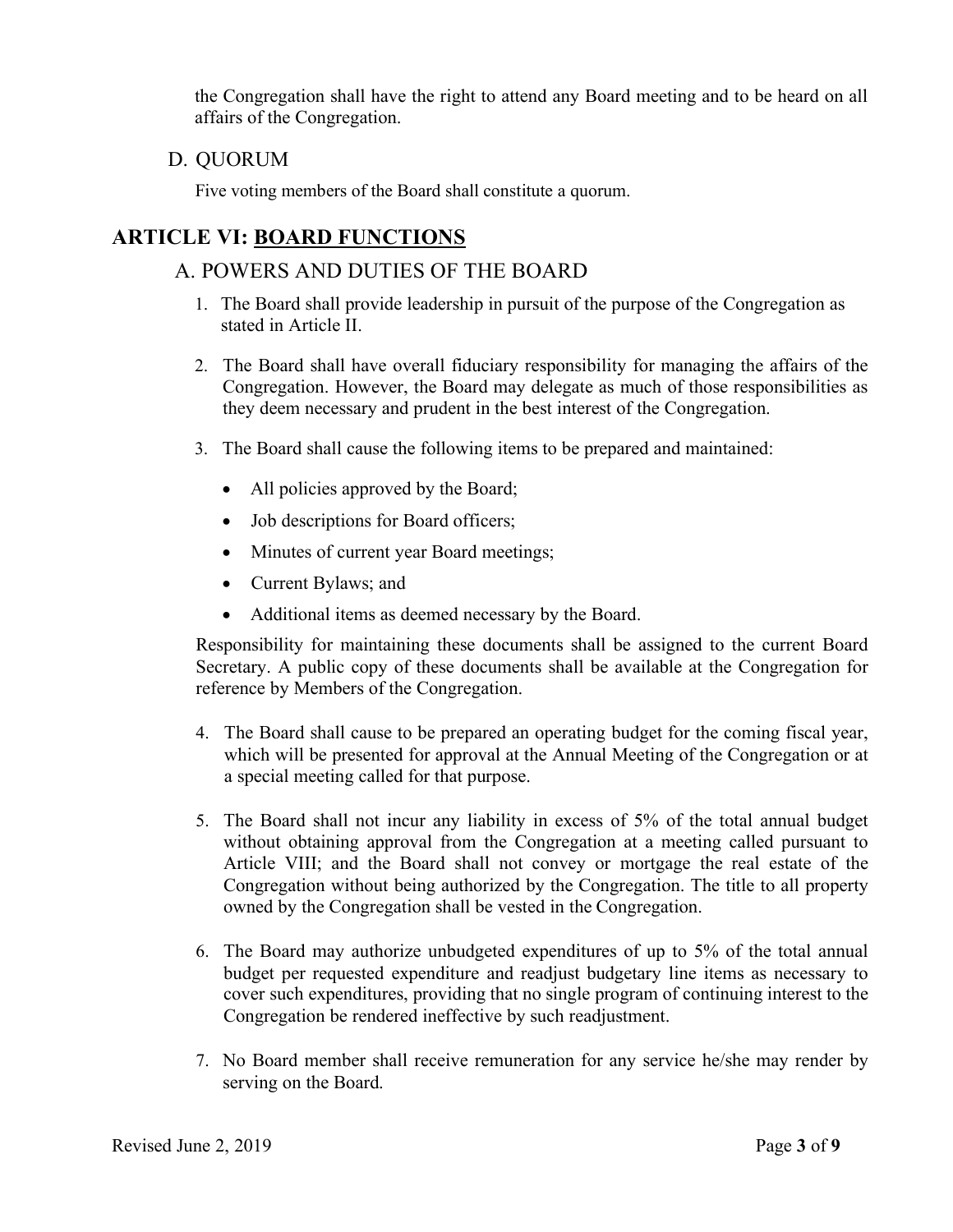the Congregation shall have the right to attend any Board meeting and to be heard on all affairs of the Congregation.

### D. QUORUM

Five voting members of the Board shall constitute a quorum.

## ARTICLE VI: **BOARD FUNCTIONS**

### A. POWERS AND DUTIES OF THE BOARD

1. The Board shall provide leadership in pursuit of the purpose of the Congregation as stated in Article II.

2. The Board shall have overall fiduciary responsibility for managing the affairs of the Congregation. However, the Board may delegate as much of those responsibilities as they deem necessary and prudent in the best interest of the Congregation.

3. The Board shall cause the following items to be prepared and maintained:

   - All policies approved by the Board;
   - Job descriptions for Board officers;
   - Minutes of current year Board meetings;
   - Current Bylaws; and
   - Additional items as deemed necessary by the Board.

   Responsibility for maintaining these documents shall be assigned to the current Board Secretary. A public copy of these documents shall be available at the Congregation for reference by Members of the Congregation.

4. The Board shall cause to be prepared an operating budget for the coming fiscal year, which will be presented for approval at the Annual Meeting of the Congregation or at a special meeting called for that purpose.

5. The Board shall not incur any liability in excess of 5% of the total annual budget without obtaining approval from the Congregation at a meeting called pursuant to Article VIII; and the Board shall not convey or mortgage the real estate of the Congregation without being authorized by the Congregation. The title to all property owned by the Congregation shall be vested in the Congregation.

6. The Board may authorize unbudgeted expenditures of up to 5% of the total annual budget per requested expenditure and readjust budgetary line items as necessary to cover such expenditures, providing that no single program of continuing interest to the Congregation be rendered ineffective by such readjustment.

7. No Board member shall receive remuneration for any service he/she may render by serving on the Board.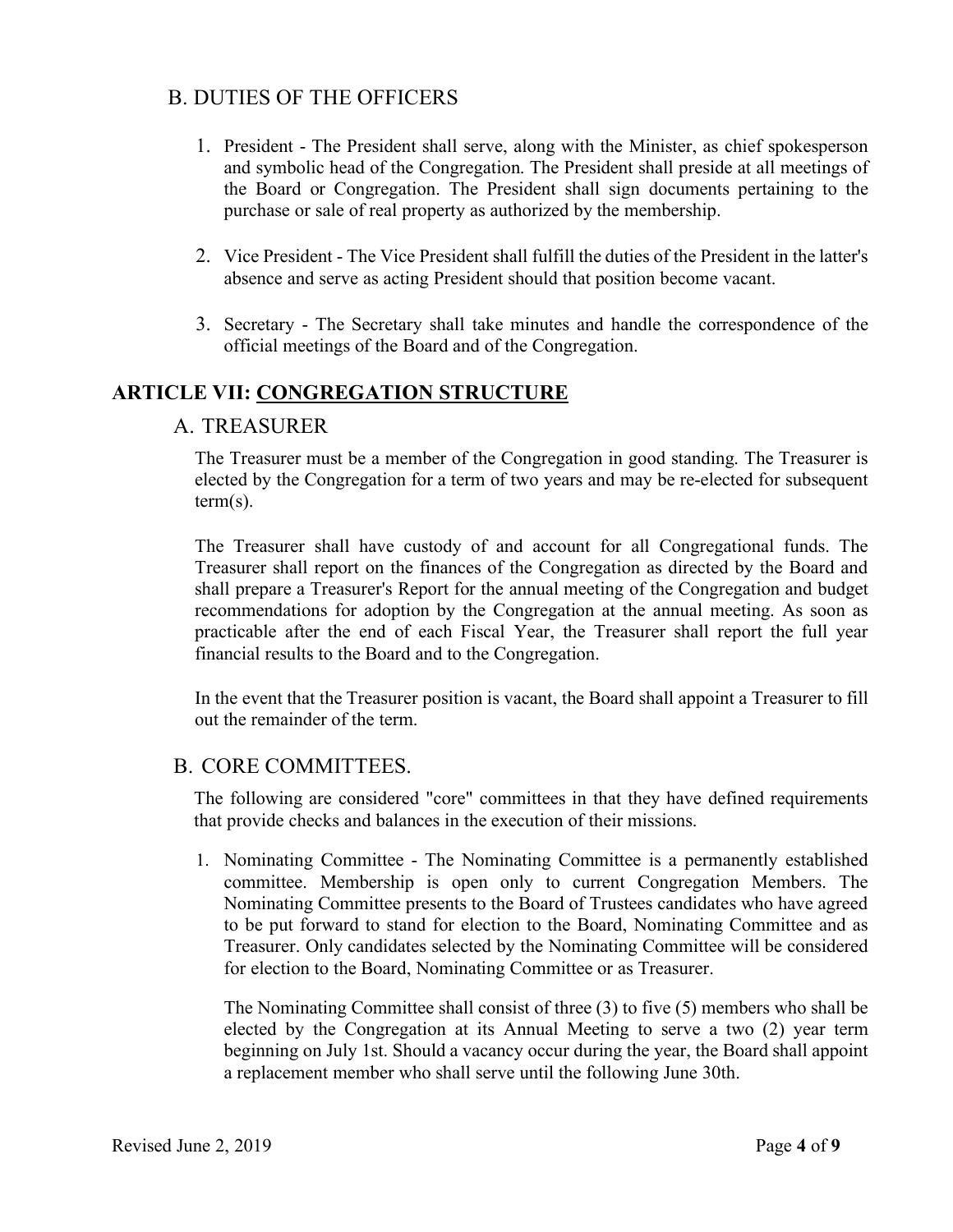### B. DUTIES OF THE OFFICERS

1. President - The President shall serve, along with the Minister, as chief spokesperson and symbolic head of the Congregation. The President shall preside at all meetings of the Board or Congregation. The President shall sign documents pertaining to the purchase or sale of real property as authorized by the membership.

2. Vice President - The Vice President shall fulfill the duties of the President in the latter's absence and serve as acting President should that position become vacant.

3. Secretary - The Secretary shall take minutes and handle the correspondence of the official meetings of the Board and of the Congregation.

## ARTICLE VII: CONGREGATION STRUCTURE

### A. TREASURER

The Treasurer must be a member of the Congregation in good standing. The Treasurer is elected by the Congregation for a term of two years and may be re-elected for subsequent term(s).

The Treasurer shall have custody of and account for all Congregational funds. The Treasurer shall report on the finances of the Congregation as directed by the Board and shall prepare a Treasurer's Report for the annual meeting of the Congregation and budget recommendations for adoption by the Congregation at the annual meeting. As soon as practicable after the end of each Fiscal Year, the Treasurer shall report the full year financial results to the Board and to the Congregation.

In the event that the Treasurer position is vacant, the Board shall appoint a Treasurer to fill out the remainder of the term.

### B. CORE COMMITTEES.

The following are considered "core" committees in that they have defined requirements that provide checks and balances in the execution of their missions.

1. Nominating Committee - The Nominating Committee is a permanently established committee. Membership is open only to current Congregation Members. The Nominating Committee presents to the Board of Trustees candidates who have agreed to be put forward to stand for election to the Board, Nominating Committee and as Treasurer. Only candidates selected by the Nominating Committee will be considered for election to the Board, Nominating Committee or as Treasurer.

   The Nominating Committee shall consist of three (3) to five (5) members who shall be elected by the Congregation at its Annual Meeting to serve a two (2) year term beginning on July 1st. Should a vacancy occur during the year, the Board shall appoint a replacement member who shall serve until the following June 30th.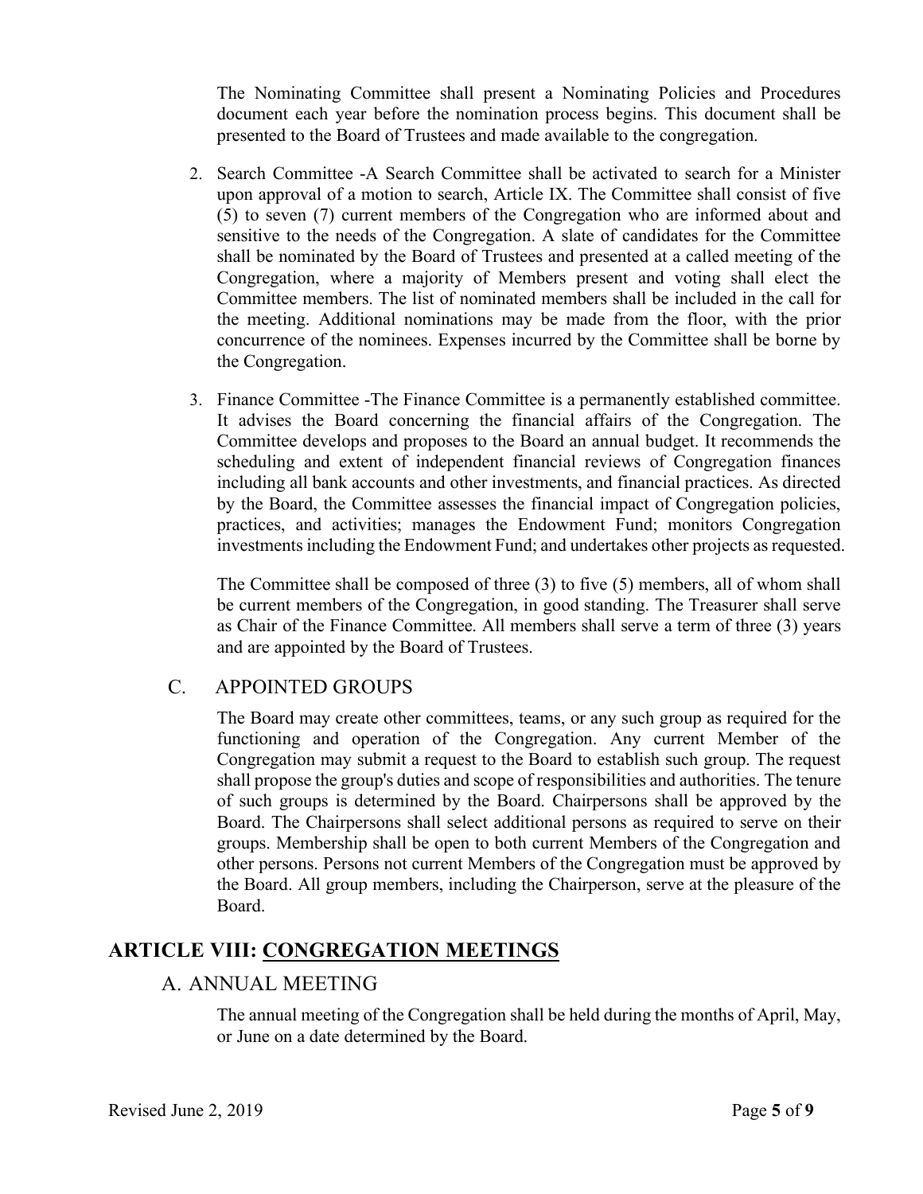The Nominating Committee shall present a Nominating Policies and Procedures document each year before the nomination process begins. This document shall be presented to the Board of Trustees and made available to the congregation.

2. Search Committee -A Search Committee shall be activated to search for a Minister upon approval of a motion to search, Article IX. The Committee shall consist of five (5) to seven (7) current members of the Congregation who are informed about and sensitive to the needs of the Congregation. A slate of candidates for the Committee shall be nominated by the Board of Trustees and presented at a called meeting of the Congregation, where a majority of Members present and voting shall elect the Committee members. The list of nominated members shall be included in the call for the meeting. Additional nominations may be made from the floor, with the prior concurrence of the nominees. Expenses incurred by the Committee shall be borne by the Congregation.

3. Finance Committee -The Finance Committee is a permanently established committee. It advises the Board concerning the financial affairs of the Congregation. The Committee develops and proposes to the Board an annual budget. It recommends the scheduling and extent of independent financial reviews of Congregation finances including all bank accounts and other investments, and financial practices. As directed by the Board, the Committee assesses the financial impact of Congregation policies, practices, and activities; manages the Endowment Fund; monitors Congregation investments including the Endowment Fund; and undertakes other projects as requested.

   The Committee shall be composed of three (3) to five (5) members, all of whom shall be current members of the Congregation, in good standing. The Treasurer shall serve as Chair of the Finance Committee. All members shall serve a term of three (3) years and are appointed by the Board of Trustees.

### C. APPOINTED GROUPS

The Board may create other committees, teams, or any such group as required for the functioning and operation of the Congregation. Any current Member of the Congregation may submit a request to the Board to establish such group. The request shall propose the group's duties and scope of responsibilities and authorities. The tenure of such groups is determined by the Board. Chairpersons shall be approved by the Board. The Chairpersons shall select additional persons as required to serve on their groups. Membership shall be open to both current Members of the Congregation and other persons. Persons not current Members of the Congregation must be approved by the Board. All group members, including the Chairperson, serve at the pleasure of the Board.

## ARTICLE VIII: CONGREGATION MEETINGS

### A. ANNUAL MEETING

The annual meeting of the Congregation shall be held during the months of April, May, or June on a date determined by the Board.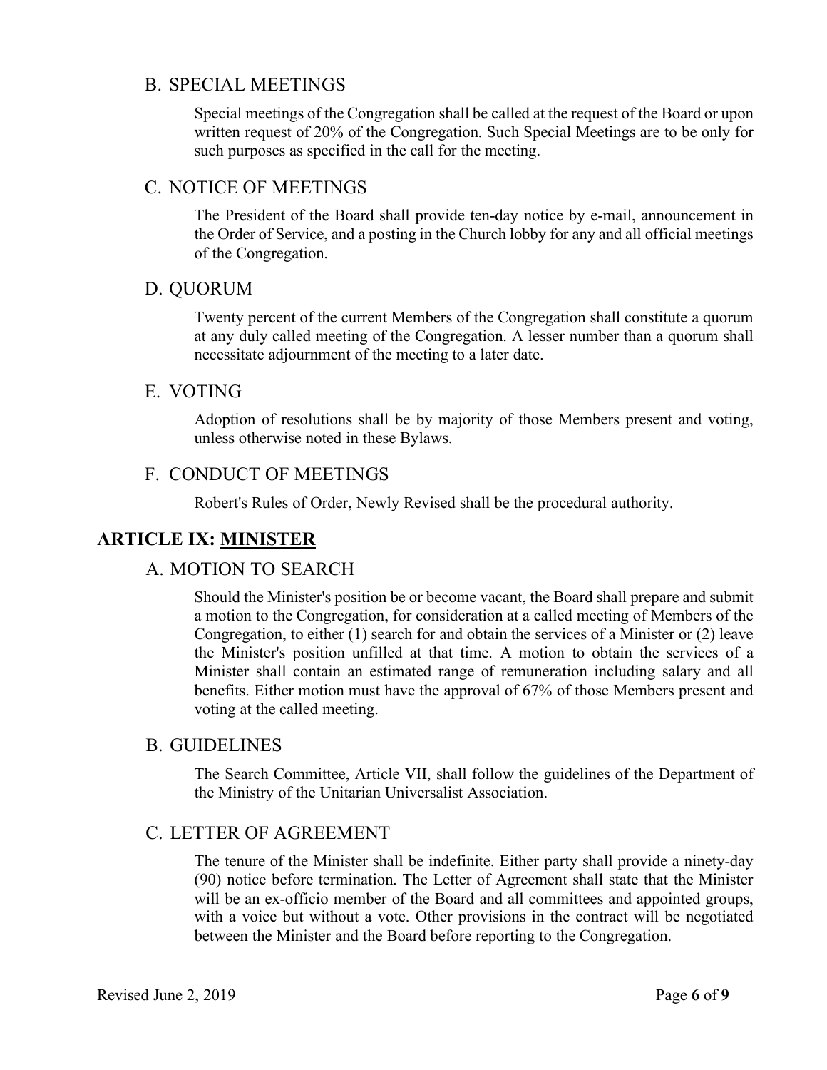### B. SPECIAL MEETINGS

Special meetings of the Congregation shall be called at the request of the Board or upon written request of 20% of the Congregation. Such Special Meetings are to be only for such purposes as specified in the call for the meeting.

### C. NOTICE OF MEETINGS

The President of the Board shall provide ten-day notice by e-mail, announcement in the Order of Service, and a posting in the Church lobby for any and all official meetings of the Congregation.

### D. QUORUM

Twenty percent of the current Members of the Congregation shall constitute a quorum at any duly called meeting of the Congregation. A lesser number than a quorum shall necessitate adjournment of the meeting to a later date.

### E. VOTING

Adoption of resolutions shall be by majority of those Members present and voting, unless otherwise noted in these Bylaws.

### F. CONDUCT OF MEETINGS

Robert's Rules of Order, Newly Revised shall be the procedural authority.

## ARTICLE IX: MINISTER

### A. MOTION TO SEARCH

Should the Minister's position be or become vacant, the Board shall prepare and submit a motion to the Congregation, for consideration at a called meeting of Members of the Congregation, to either (1) search for and obtain the services of a Minister or (2) leave the Minister's position unfilled at that time. A motion to obtain the services of a Minister shall contain an estimated range of remuneration including salary and all benefits. Either motion must have the approval of 67% of those Members present and voting at the called meeting.

### B. GUIDELINES

The Search Committee, Article VII, shall follow the guidelines of the Department of the Ministry of the Unitarian Universalist Association.

### C. LETTER OF AGREEMENT

The tenure of the Minister shall be indefinite. Either party shall provide a ninety-day (90) notice before termination. The Letter of Agreement shall state that the Minister will be an ex-officio member of the Board and all committees and appointed groups, with a voice but without a vote. Other provisions in the contract will be negotiated between the Minister and the Board before reporting to the Congregation.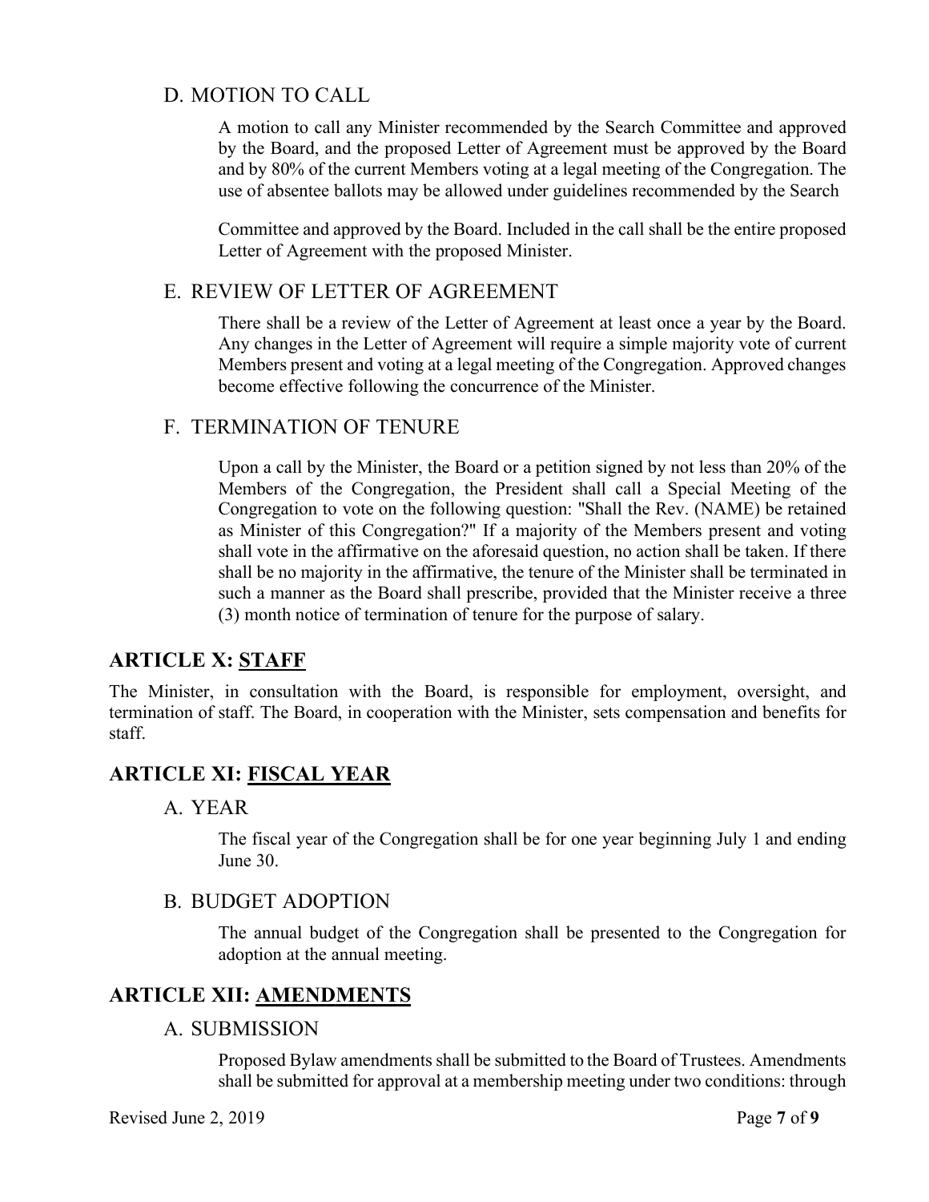### D. MOTION TO CALL

A motion to call any Minister recommended by the Search Committee and approved by the Board, and the proposed Letter of Agreement must be approved by the Board and by 80% of the current Members voting at a legal meeting of the Congregation. The use of absentee ballots may be allowed under guidelines recommended by the Search

Committee and approved by the Board. Included in the call shall be the entire proposed Letter of Agreement with the proposed Minister.

### E. REVIEW OF LETTER OF AGREEMENT

There shall be a review of the Letter of Agreement at least once a year by the Board. Any changes in the Letter of Agreement will require a simple majority vote of current Members present and voting at a legal meeting of the Congregation. Approved changes become effective following the concurrence of the Minister.

### F. TERMINATION OF TENURE

Upon a call by the Minister, the Board or a petition signed by not less than 20% of the Members of the Congregation, the President shall call a Special Meeting of the Congregation to vote on the following question: "Shall the Rev. (NAME) be retained as Minister of this Congregation?" If a majority of the Members present and voting shall vote in the affirmative on the aforesaid question, no action shall be taken. If there shall be no majority in the affirmative, the tenure of the Minister shall be terminated in such a manner as the Board shall prescribe, provided that the Minister receive a three (3) month notice of termination of tenure for the purpose of salary.

## ARTICLE X: STAFF

The Minister, in consultation with the Board, is responsible for employment, oversight, and termination of staff. The Board, in cooperation with the Minister, sets compensation and benefits for staff.

## ARTICLE XI: FISCAL YEAR

### A. YEAR

The fiscal year of the Congregation shall be for one year beginning July 1 and ending June 30.

### B. BUDGET ADOPTION

The annual budget of the Congregation shall be presented to the Congregation for adoption at the annual meeting.

## ARTICLE XII: AMENDMENTS

### A. SUBMISSION

Proposed Bylaw amendments shall be submitted to the Board of Trustees. Amendments shall be submitted for approval at a membership meeting under two conditions: through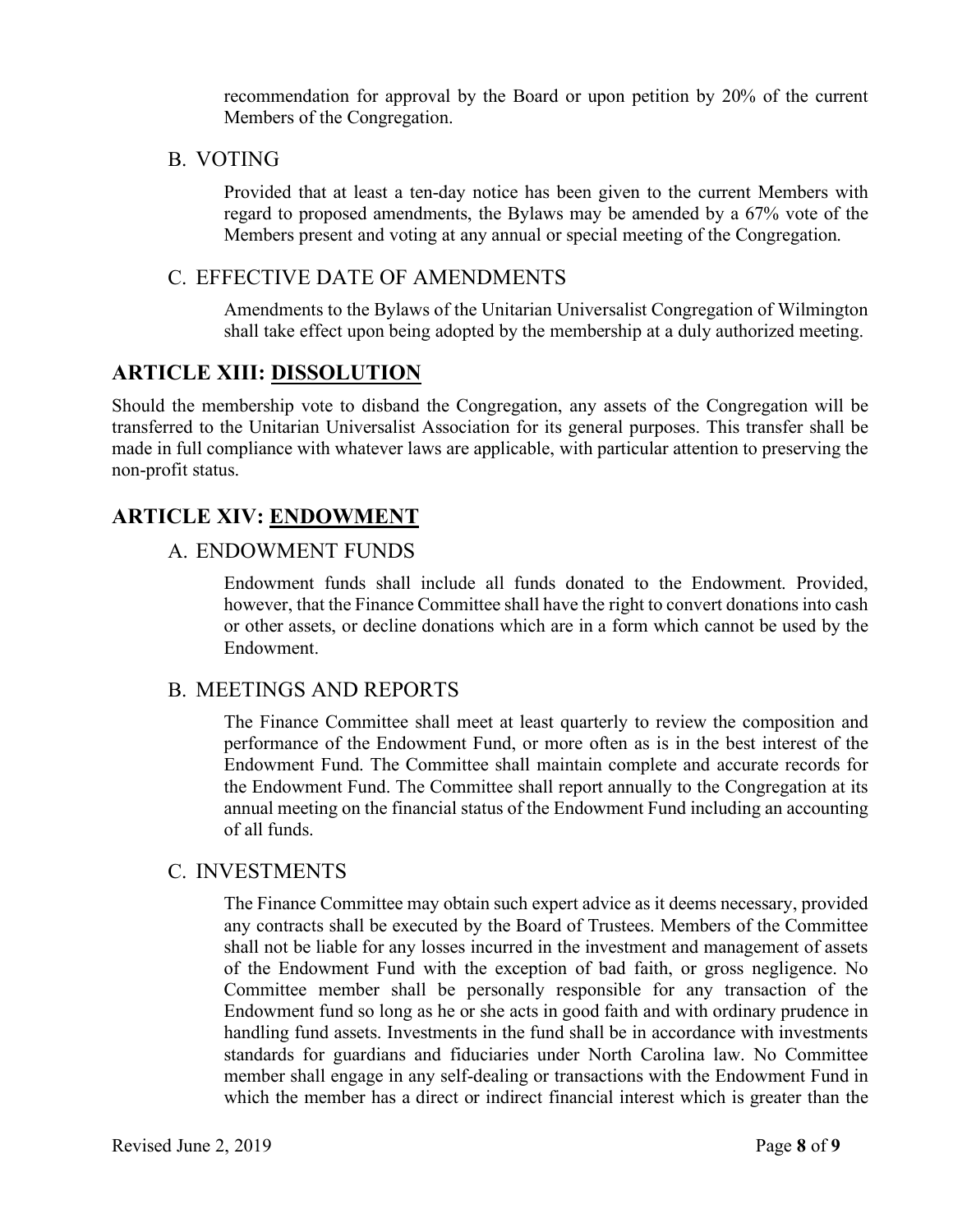recommendation for approval by the Board or upon petition by 20% of the current Members of the Congregation.

### B. VOTING

Provided that at least a ten-day notice has been given to the current Members with regard to proposed amendments, the Bylaws may be amended by a 67% vote of the Members present and voting at any annual or special meeting of the Congregation.

### C. EFFECTIVE DATE OF AMENDMENTS

Amendments to the Bylaws of the Unitarian Universalist Congregation of Wilmington shall take effect upon being adopted by the membership at a duly authorized meeting.

## ARTICLE XIII: DISSOLUTION

Should the membership vote to disband the Congregation, any assets of the Congregation will be transferred to the Unitarian Universalist Association for its general purposes. This transfer shall be made in full compliance with whatever laws are applicable, with particular attention to preserving the non-profit status.

## ARTICLE XIV: ENDOWMENT

### A. ENDOWMENT FUNDS

Endowment funds shall include all funds donated to the Endowment. Provided, however, that the Finance Committee shall have the right to convert donations into cash or other assets, or decline donations which are in a form which cannot be used by the Endowment.

### B. MEETINGS AND REPORTS

The Finance Committee shall meet at least quarterly to review the composition and performance of the Endowment Fund, or more often as is in the best interest of the Endowment Fund. The Committee shall maintain complete and accurate records for the Endowment Fund. The Committee shall report annually to the Congregation at its annual meeting on the financial status of the Endowment Fund including an accounting of all funds.

### C. INVESTMENTS

The Finance Committee may obtain such expert advice as it deems necessary, provided any contracts shall be executed by the Board of Trustees. Members of the Committee shall not be liable for any losses incurred in the investment and management of assets of the Endowment Fund with the exception of bad faith, or gross negligence. No Committee member shall be personally responsible for any transaction of the Endowment fund so long as he or she acts in good faith and with ordinary prudence in handling fund assets. Investments in the fund shall be in accordance with investments standards for guardians and fiduciaries under North Carolina law. No Committee member shall engage in any self-dealing or transactions with the Endowment Fund in which the member has a direct or indirect financial interest which is greater than the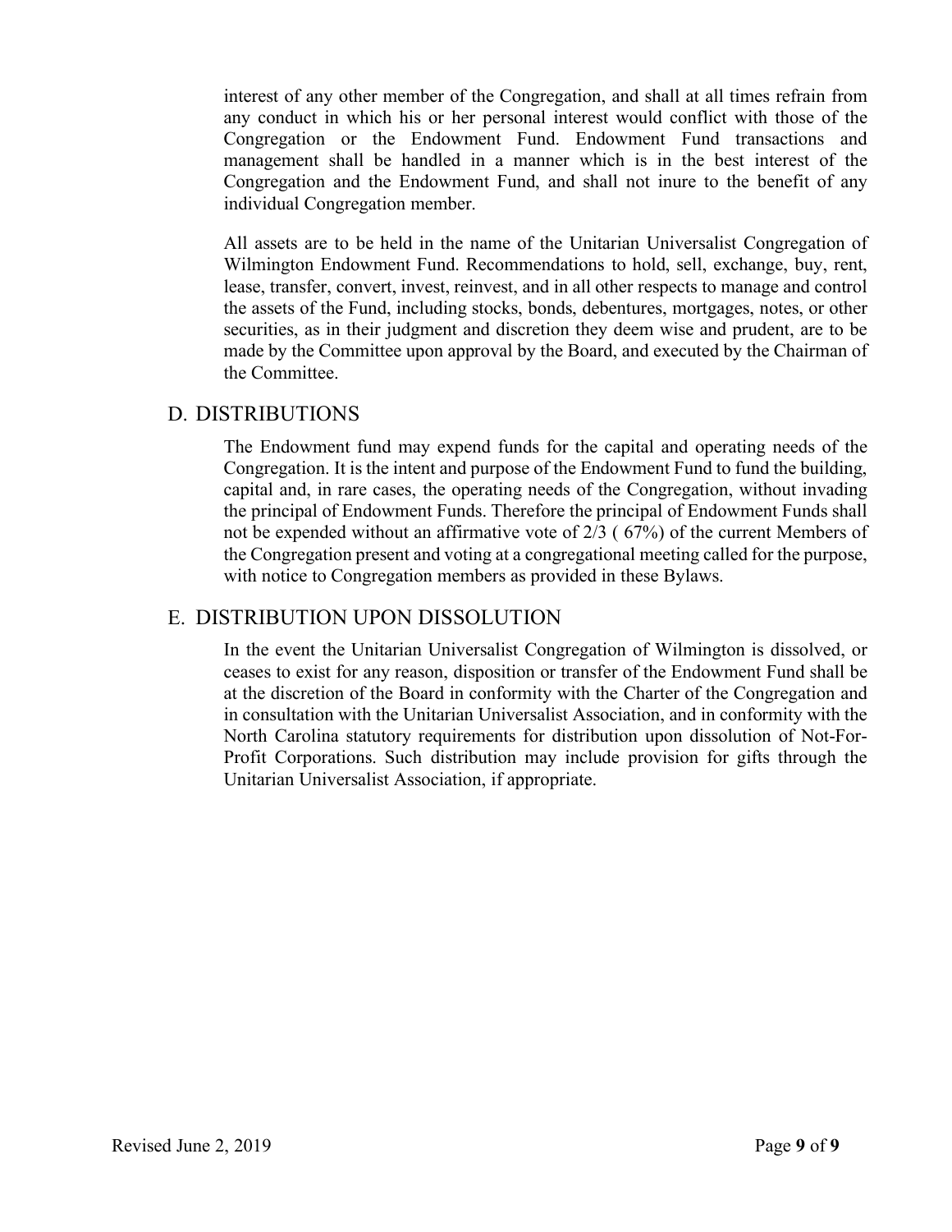interest of any other member of the Congregation, and shall at all times refrain from any conduct in which his or her personal interest would conflict with those of the Congregation or the Endowment Fund. Endowment Fund transactions and management shall be handled in a manner which is in the best interest of the Congregation and the Endowment Fund, and shall not inure to the benefit of any individual Congregation member.

All assets are to be held in the name of the Unitarian Universalist Congregation of Wilmington Endowment Fund. Recommendations to hold, sell, exchange, buy, rent, lease, transfer, convert, invest, reinvest, and in all other respects to manage and control the assets of the Fund, including stocks, bonds, debentures, mortgages, notes, or other securities, as in their judgment and discretion they deem wise and prudent, are to be made by the Committee upon approval by the Board, and executed by the Chairman of the Committee.

## D. DISTRIBUTIONS

The Endowment fund may expend funds for the capital and operating needs of the Congregation. It is the intent and purpose of the Endowment Fund to fund the building, capital and, in rare cases, the operating needs of the Congregation, without invading the principal of Endowment Funds. Therefore the principal of Endowment Funds shall not be expended without an affirmative vote of 2/3 ( 67%) of the current Members of the Congregation present and voting at a congregational meeting called for the purpose, with notice to Congregation members as provided in these Bylaws.

## E. DISTRIBUTION UPON DISSOLUTION

In the event the Unitarian Universalist Congregation of Wilmington is dissolved, or ceases to exist for any reason, disposition or transfer of the Endowment Fund shall be at the discretion of the Board in conformity with the Charter of the Congregation and in consultation with the Unitarian Universalist Association, and in conformity with the North Carolina statutory requirements for distribution upon dissolution of Not-For-Profit Corporations. Such distribution may include provision for gifts through the Unitarian Universalist Association, if appropriate.